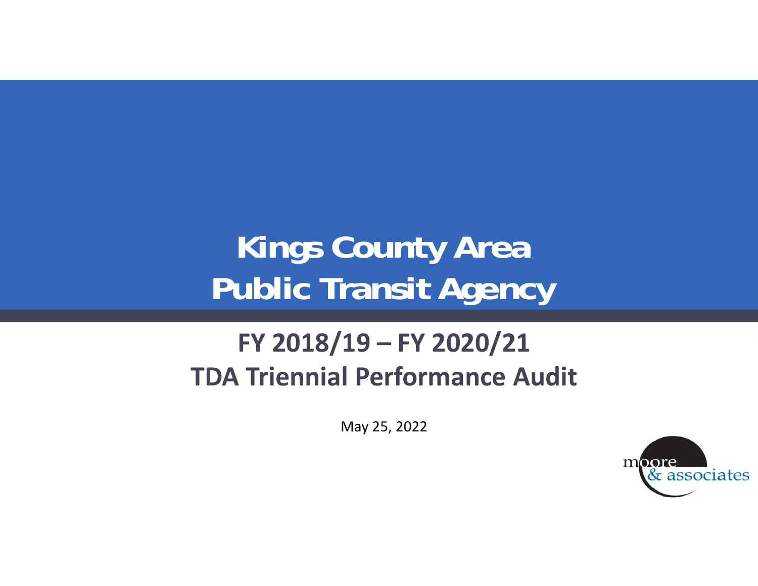# Kings County Area Public Transit Agency

## FY 2018/19 – FY 2020/21 TDA Triennial Performance Audit

May 25, 2022

moore & associates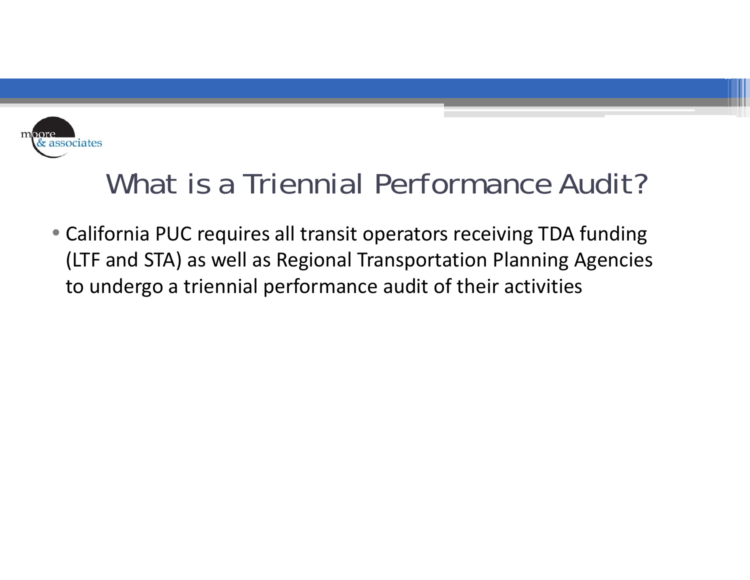# What is a Triennial Performance Audit?

- California PUC requires all transit operators receiving TDA funding (LTF and STA) as well as Regional Transportation Planning Agencies to undergo a triennial performance audit of their activities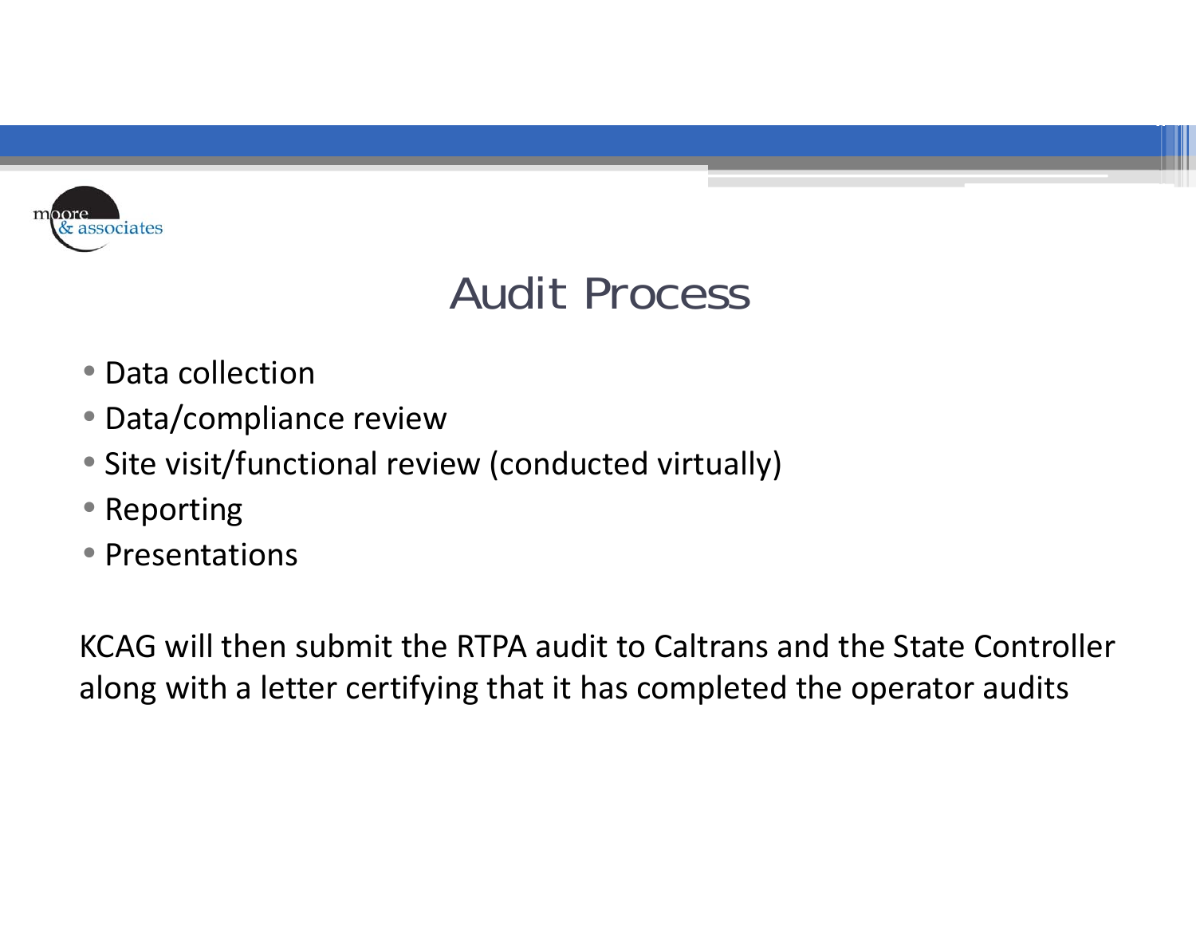# Audit Process

- Data collection
- Data/compliance review
- Site visit/functional review (conducted virtually)
- Reporting
- Presentations

KCAG will then submit the RTPA audit to Caltrans and the State Controller along with a letter certifying that it has completed the operator audits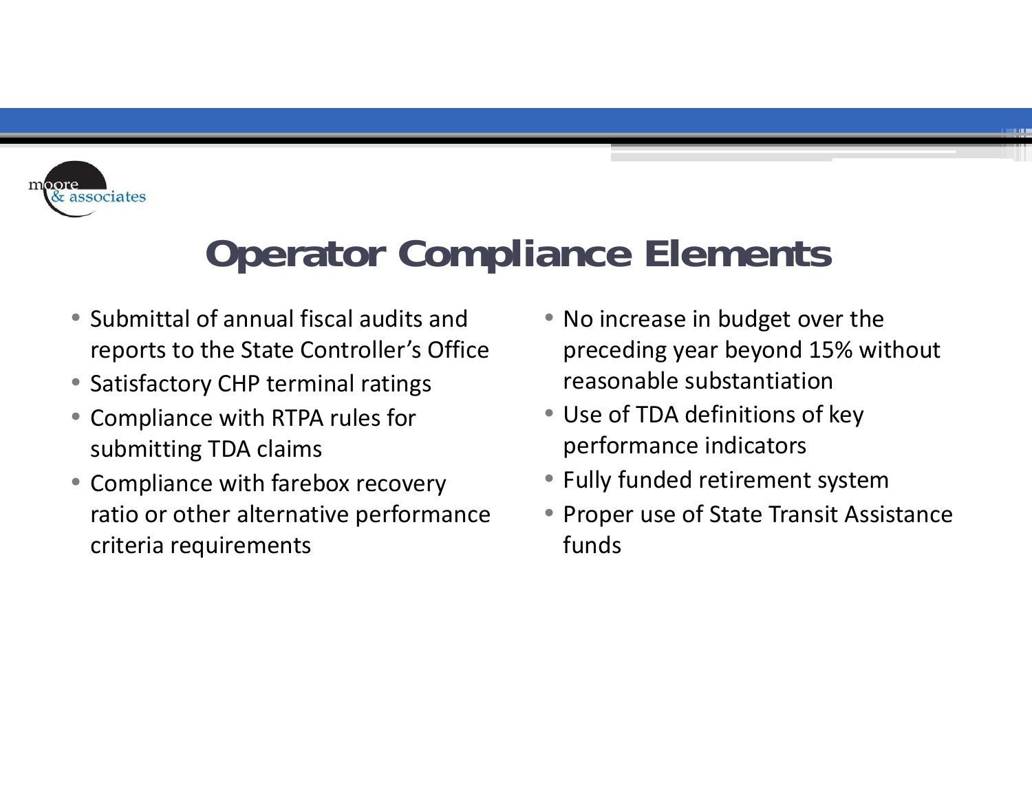# Operator Compliance Elements

- Submittal of annual fiscal audits and reports to the State Controller's Office
- Satisfactory CHP terminal ratings
- Compliance with RTPA rules for submitting TDA claims
- Compliance with farebox recovery ratio or other alternative performance criteria requirements
- No increase in budget over the preceding year beyond 15% without reasonable substantiation
- Use of TDA definitions of key performance indicators
- Fully funded retirement system
- Proper use of State Transit Assistance funds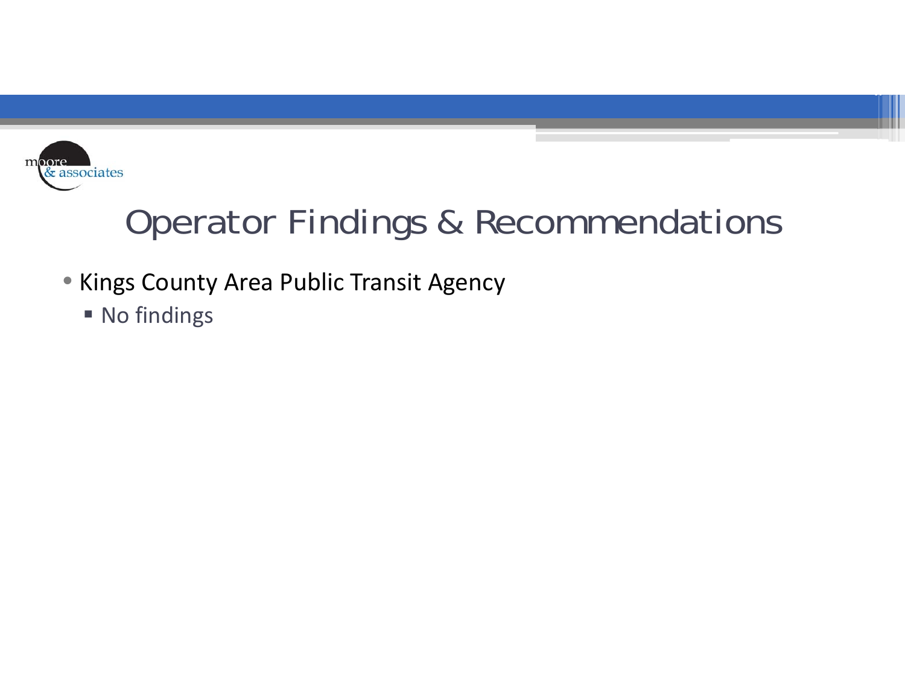# Operator Findings & Recommendations

- Kings County Area Public Transit Agency
  - No findings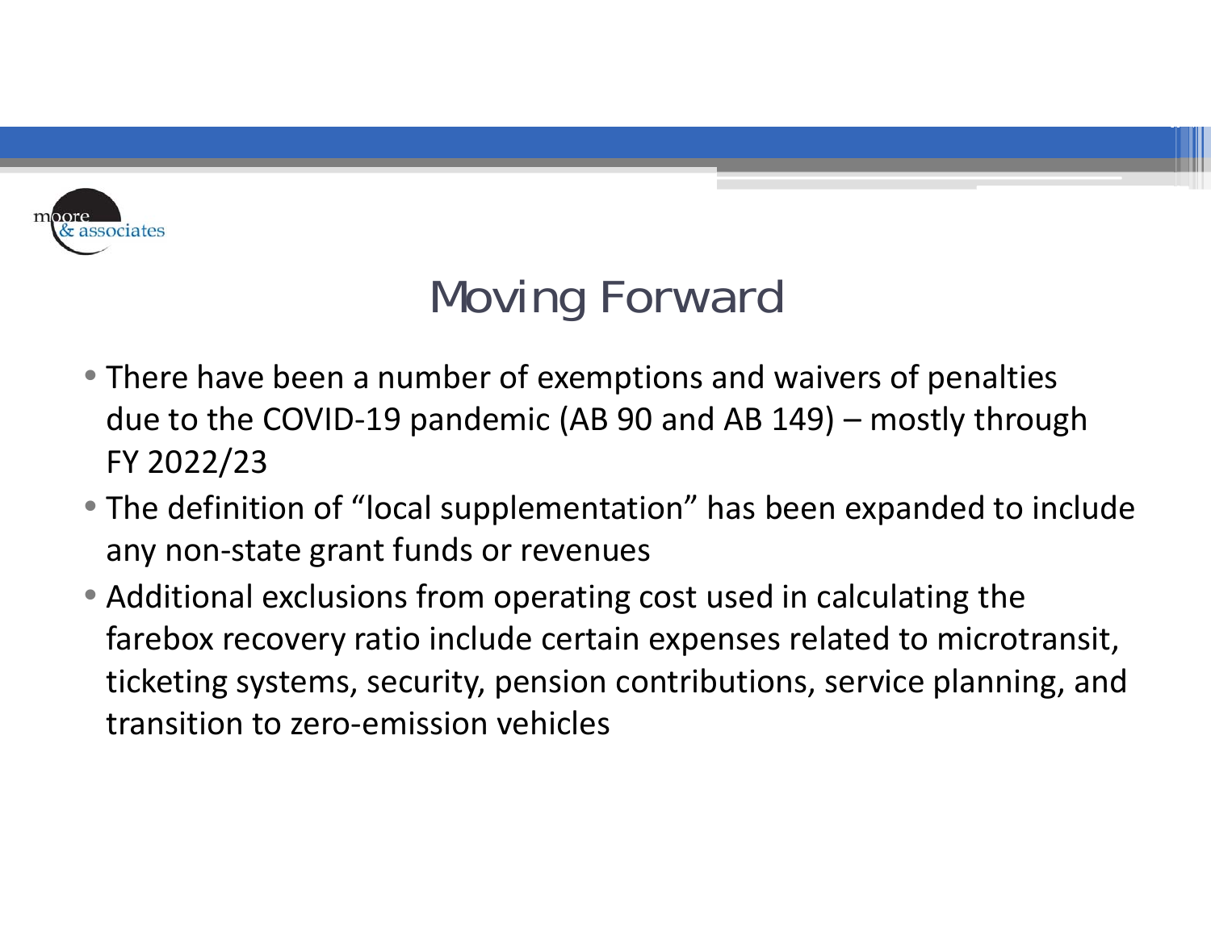# Moving Forward

- There have been a number of exemptions and waivers of penalties due to the COVID-19 pandemic (AB 90 and AB 149) – mostly through FY 2022/23
- The definition of "local supplementation" has been expanded to include any non-state grant funds or revenues
- Additional exclusions from operating cost used in calculating the farebox recovery ratio include certain expenses related to microtransit, ticketing systems, security, pension contributions, service planning, and transition to zero-emission vehicles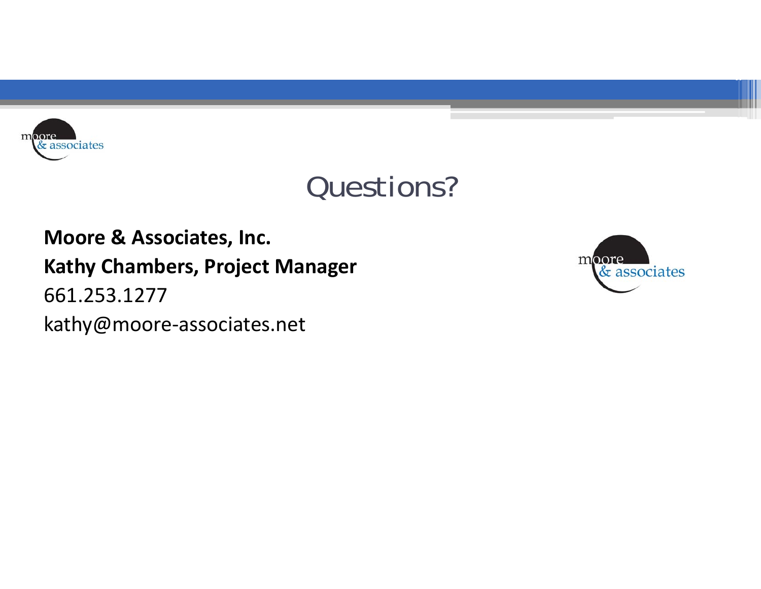# Questions?

**Moore & Associates, Inc.**

**Kathy Chambers, Project Manager**

661.253.1277

kathy@moore-associates.net